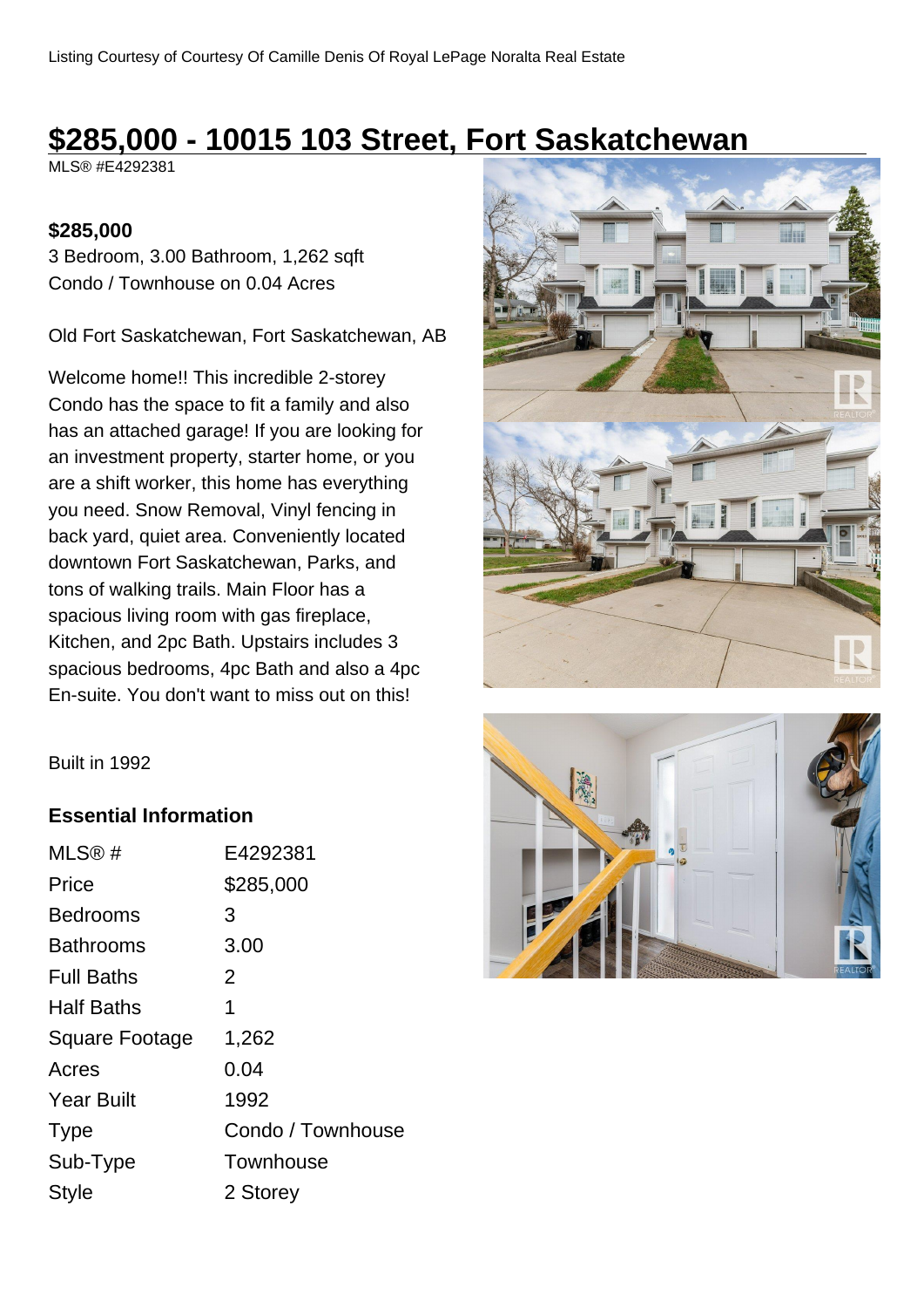Listing Courtesy of Courtesy Of Camille Denis Of Royal LePage Noralta Real Estate

# $285,000 - 10015 103 Street, Fort Saskatchewan

MLS® #E4292381

**$285,000**

3 Bedroom, 3.00 Bathroom, 1,262 sqft
Condo / Townhouse on 0.04 Acres

Old Fort Saskatchewan, Fort Saskatchewan, AB

Welcome home!! This incredible 2-storey Condo has the space to fit a family and also has an attached garage! If you are looking for an investment property, starter home, or you are a shift worker, this home has everything you need. Snow Removal, Vinyl fencing in back yard, quiet area. Conveniently located downtown Fort Saskatchewan, Parks, and tons of walking trails. Main Floor has a spacious living room with gas fireplace, Kitchen, and 2pc Bath. Upstairs includes 3 spacious bedrooms, 4pc Bath and also a 4pc En-suite. You don't want to miss out on this!

Built in 1992

### Essential Information

| | |
|---|---|
| MLS® # | E4292381 |
| Price | $285,000 |
| Bedrooms | 3 |
| Bathrooms | 3.00 |
| Full Baths | 2 |
| Half Baths | 1 |
| Square Footage | 1,262 |
| Acres | 0.04 |
| Year Built | 1992 |
| Type | Condo / Townhouse |
| Sub-Type | Townhouse |
| Style | 2 Storey |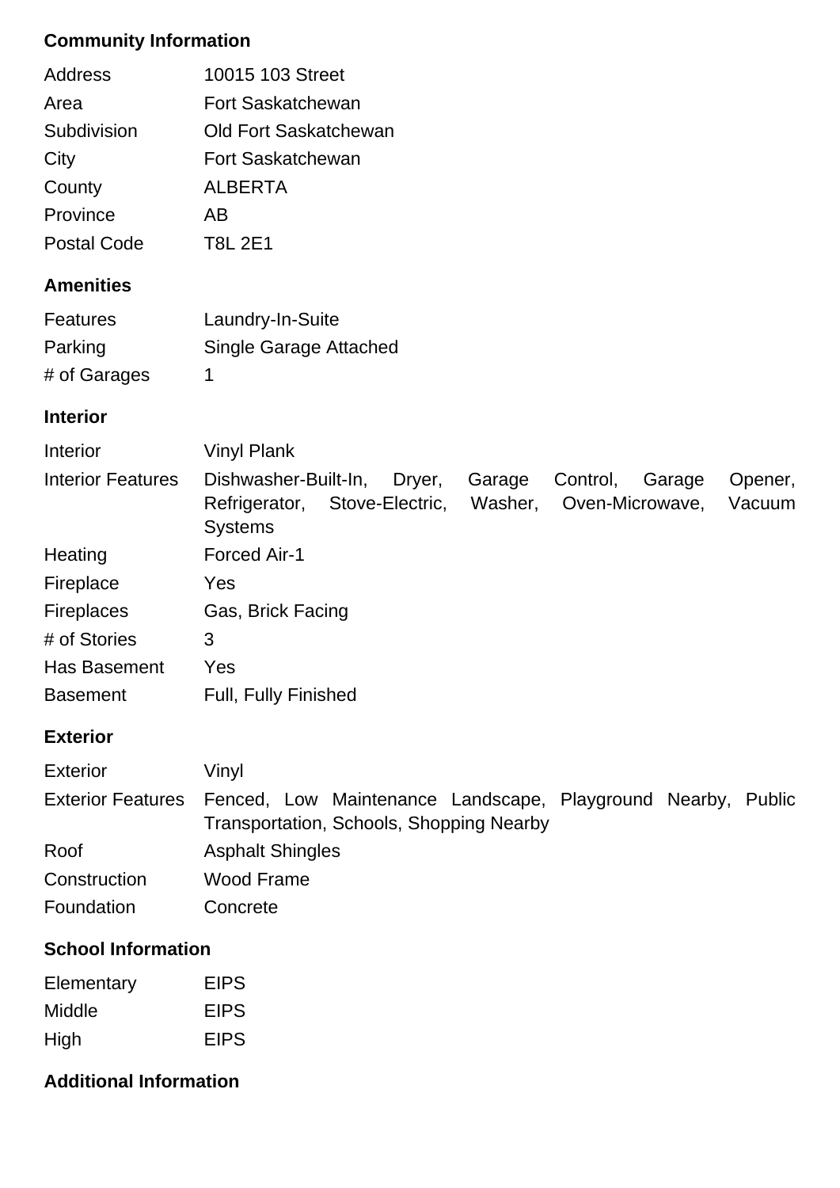### Community Information

| | |
|---|---|
| Address | 10015 103 Street |
| Area | Fort Saskatchewan |
| Subdivision | Old Fort Saskatchewan |
| City | Fort Saskatchewan |
| County | ALBERTA |
| Province | AB |
| Postal Code | T8L 2E1 |

### Amenities

| | |
|---|---|
| Features | Laundry-In-Suite |
| Parking | Single Garage Attached |
| # of Garages | 1 |

### Interior

| | |
|---|---|
| Interior | Vinyl Plank |
| Interior Features | Dishwasher-Built-In, Dryer, Garage Control, Garage Opener, Refrigerator, Stove-Electric, Washer, Oven-Microwave, Vacuum Systems |
| Heating | Forced Air-1 |
| Fireplace | Yes |
| Fireplaces | Gas, Brick Facing |
| # of Stories | 3 |
| Has Basement | Yes |
| Basement | Full, Fully Finished |

### Exterior

| | |
|---|---|
| Exterior | Vinyl |
| Exterior Features | Fenced, Low Maintenance Landscape, Playground Nearby, Public Transportation, Schools, Shopping Nearby |
| Roof | Asphalt Shingles |
| Construction | Wood Frame |
| Foundation | Concrete |

### School Information

| | |
|---|---|
| Elementary | EIPS |
| Middle | EIPS |
| High | EIPS |

### Additional Information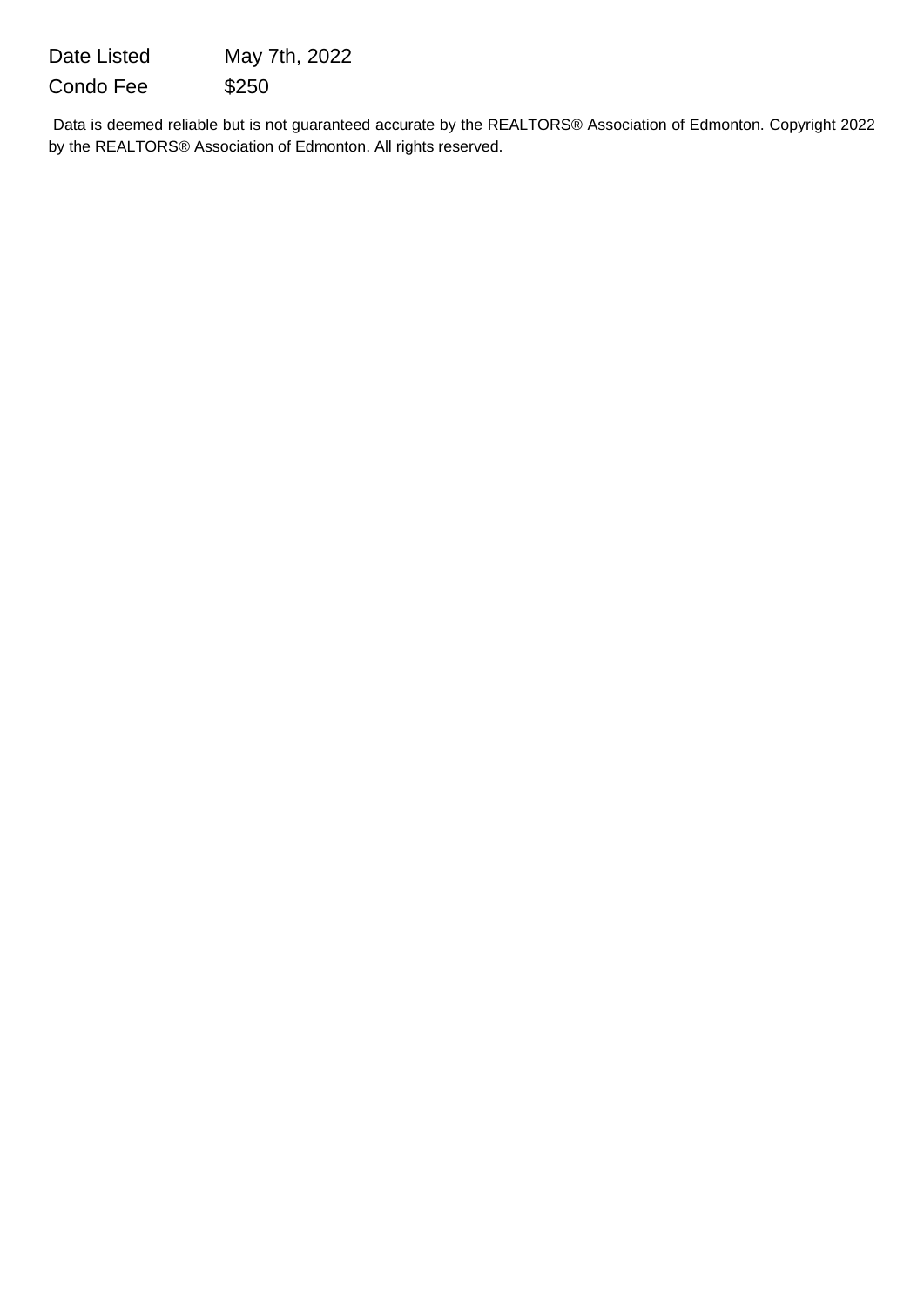| | |
|---|---|
| Date Listed | May 7th, 2022 |
| Condo Fee | $250 |

Data is deemed reliable but is not guaranteed accurate by the REALTORS® Association of Edmonton. Copyright 2022 by the REALTORS® Association of Edmonton. All rights reserved.